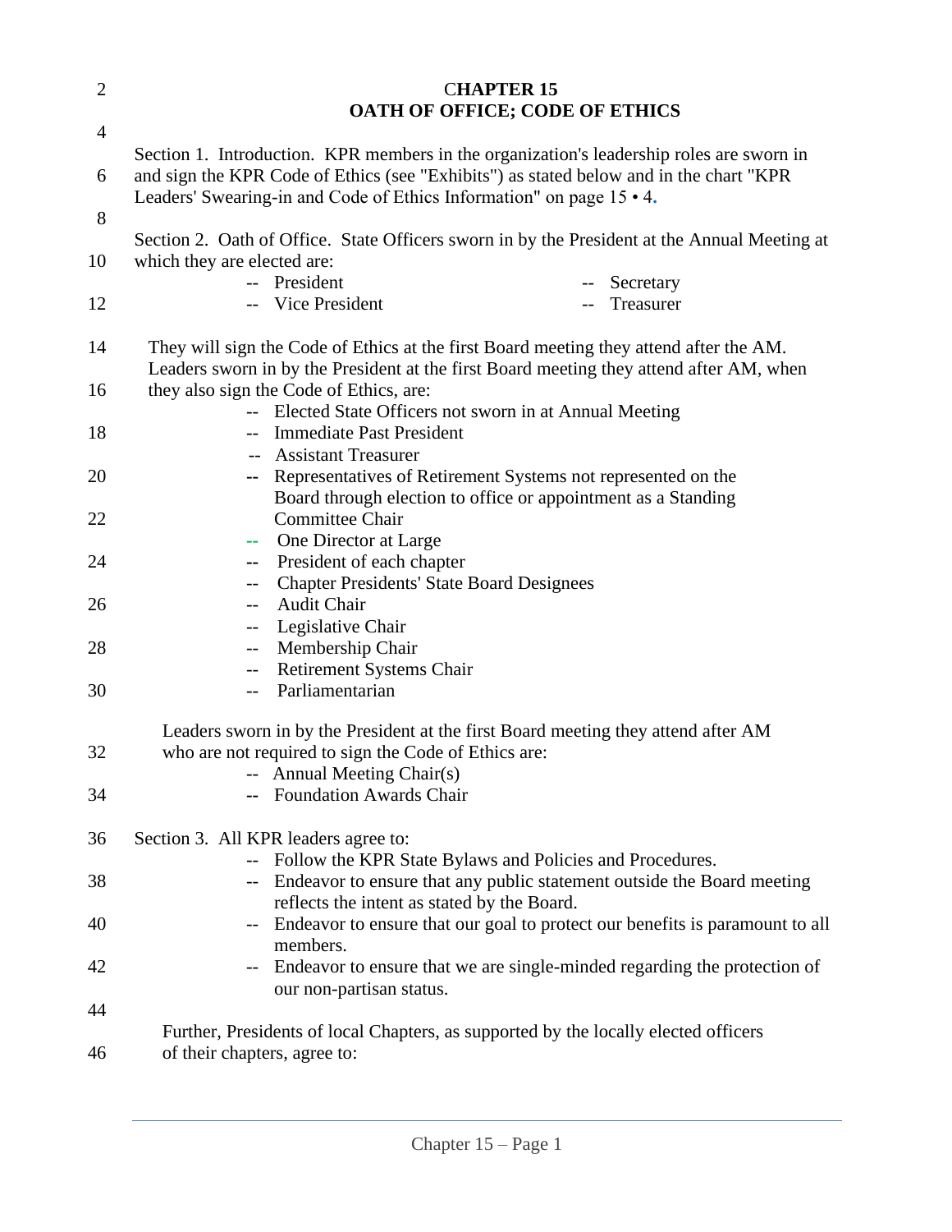# CHAPTER 15
# OATH OF OFFICE; CODE OF ETHICS

Section 1. Introduction. KPR members in the organization's leadership roles are sworn in and sign the KPR Code of Ethics (see "Exhibits") as stated below and in the chart "KPR Leaders' Swearing-in and Code of Ethics Information" on page 15 • 4.

Section 2. Oath of Office. State Officers sworn in by the President at the Annual Meeting at which they are elected are:

- -- President
- -- Vice President
- -- Secretary
- -- Treasurer

They will sign the Code of Ethics at the first Board meeting they attend after the AM. Leaders sworn in by the President at the first Board meeting they attend after AM, when they also sign the Code of Ethics, are:

- -- Elected State Officers not sworn in at Annual Meeting
- -- Immediate Past President
- -- Assistant Treasurer
- -- Representatives of Retirement Systems not represented on the Board through election to office or appointment as a Standing Committee Chair
- -- One Director at Large
- -- President of each chapter
- -- Chapter Presidents' State Board Designees
- -- Audit Chair
- -- Legislative Chair
- -- Membership Chair
- -- Retirement Systems Chair
- -- Parliamentarian

Leaders sworn in by the President at the first Board meeting they attend after AM who are not required to sign the Code of Ethics are:

- -- Annual Meeting Chair(s)
- -- Foundation Awards Chair

Section 3. All KPR leaders agree to:

- -- Follow the KPR State Bylaws and Policies and Procedures.
- -- Endeavor to ensure that any public statement outside the Board meeting reflects the intent as stated by the Board.
- -- Endeavor to ensure that our goal to protect our benefits is paramount to all members.
- -- Endeavor to ensure that we are single-minded regarding the protection of our non-partisan status.

Further, Presidents of local Chapters, as supported by the locally elected officers of their chapters, agree to: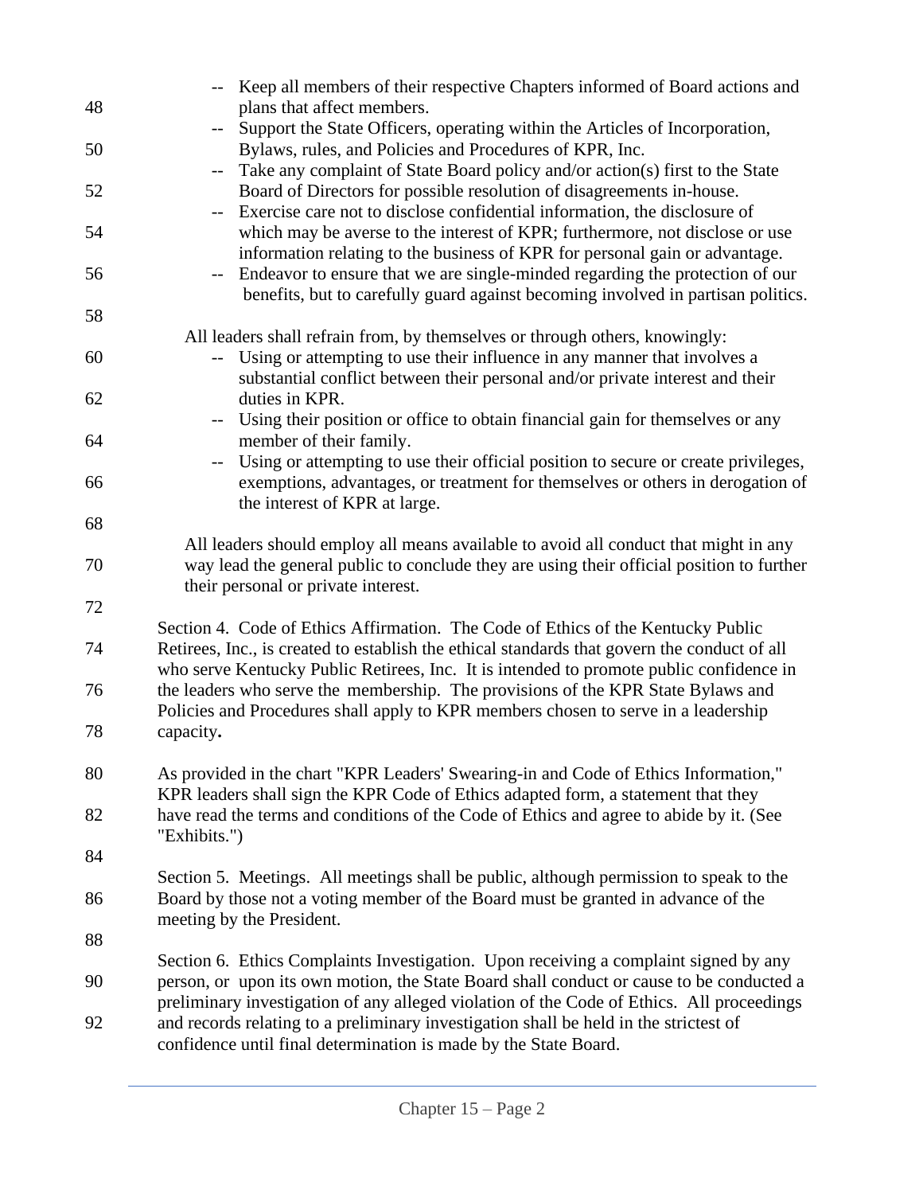-- Keep all members of their respective Chapters informed of Board actions and plans that affect members.

-- Support the State Officers, operating within the Articles of Incorporation, Bylaws, rules, and Policies and Procedures of KPR, Inc.

-- Take any complaint of State Board policy and/or action(s) first to the State Board of Directors for possible resolution of disagreements in-house.

-- Exercise care not to disclose confidential information, the disclosure of which may be averse to the interest of KPR; furthermore, not disclose or use information relating to the business of KPR for personal gain or advantage.

-- Endeavor to ensure that we are single-minded regarding the protection of our benefits, but to carefully guard against becoming involved in partisan politics.

All leaders shall refrain from, by themselves or through others, knowingly:

-- Using or attempting to use their influence in any manner that involves a substantial conflict between their personal and/or private interest and their duties in KPR.

-- Using their position or office to obtain financial gain for themselves or any member of their family.

-- Using or attempting to use their official position to secure or create privileges, exemptions, advantages, or treatment for themselves or others in derogation of the interest of KPR at large.

All leaders should employ all means available to avoid all conduct that might in any way lead the general public to conclude they are using their official position to further their personal or private interest.

Section 4. Code of Ethics Affirmation. The Code of Ethics of the Kentucky Public Retirees, Inc., is created to establish the ethical standards that govern the conduct of all who serve Kentucky Public Retirees, Inc. It is intended to promote public confidence in the leaders who serve the membership. The provisions of the KPR State Bylaws and Policies and Procedures shall apply to KPR members chosen to serve in a leadership capacity**.**

As provided in the chart "KPR Leaders' Swearing-in and Code of Ethics Information," KPR leaders shall sign the KPR Code of Ethics adapted form, a statement that they have read the terms and conditions of the Code of Ethics and agree to abide by it. (See "Exhibits.")

Section 5. Meetings. All meetings shall be public, although permission to speak to the Board by those not a voting member of the Board must be granted in advance of the meeting by the President.

Section 6. Ethics Complaints Investigation. Upon receiving a complaint signed by any person, or upon its own motion, the State Board shall conduct or cause to be conducted a preliminary investigation of any alleged violation of the Code of Ethics. All proceedings and records relating to a preliminary investigation shall be held in the strictest of confidence until final determination is made by the State Board.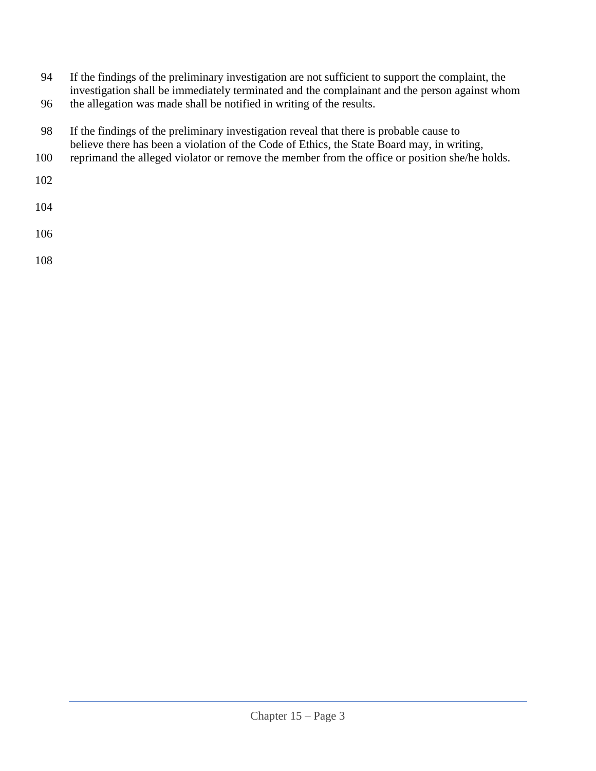If the findings of the preliminary investigation are not sufficient to support the complaint, the investigation shall be immediately terminated and the complainant and the person against whom the allegation was made shall be notified in writing of the results.

If the findings of the preliminary investigation reveal that there is probable cause to believe there has been a violation of the Code of Ethics, the State Board may, in writing, reprimand the alleged violator or remove the member from the office or position she/he holds.